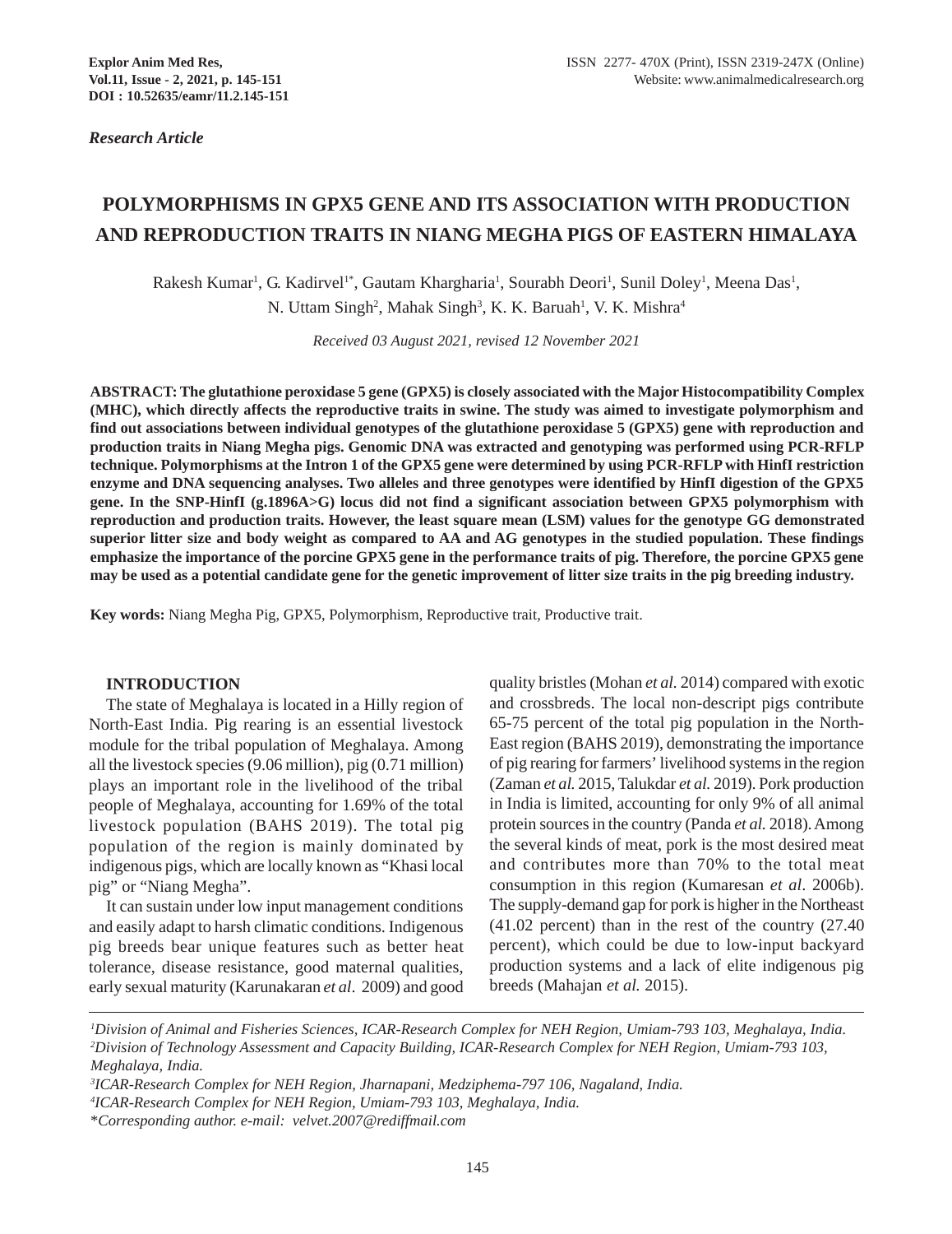*Research Article*

# POLYMORPHISMS IN GPX5 GENE AND ITS ASSOCIATION WITH PRODUCTION AND REPRODUCTION TRAITS IN NIANG MEGHA PIGS OF EASTERN HIMALAYA

Rakesh Kumar[1], G. Kadirvel[1*], Gautam Khargharia[1], Sourabh Deori[1], Sunil Doley[1], Meena Das[1], N. Uttam Singh[2], Mahak Singh[3], K. K. Baruah[1], V. K. Mishra[4]

*Received 03 August 2021, revised 12 November 2021*

**ABSTRACT: The glutathione peroxidase 5 gene (GPX5) is closely associated with the Major Histocompatibility Complex (MHC), which directly affects the reproductive traits in swine. The study was aimed to investigate polymorphism and find out associations between individual genotypes of the glutathione peroxidase 5 (GPX5) gene with reproduction and production traits in Niang Megha pigs. Genomic DNA was extracted and genotyping was performed using PCR-RFLP technique. Polymorphisms at the Intron 1 of the GPX5 gene were determined by using PCR-RFLP with HinfI restriction enzyme and DNA sequencing analyses. Two alleles and three genotypes were identified by HinfI digestion of the GPX5 gene. In the SNP-HinfI (g.1896A>G) locus did not find a significant association between GPX5 polymorphism with reproduction and production traits. However, the least square mean (LSM) values for the genotype GG demonstrated superior litter size and body weight as compared to AA and AG genotypes in the studied population. These findings emphasize the importance of the porcine GPX5 gene in the performance traits of pig. Therefore, the porcine GPX5 gene may be used as a potential candidate gene for the genetic improvement of litter size traits in the pig breeding industry.**

**Key words:** Niang Megha Pig, GPX5, Polymorphism, Reproductive trait, Productive trait.

## INTRODUCTION

The state of Meghalaya is located in a Hilly region of North-East India. Pig rearing is an essential livestock module for the tribal population of Meghalaya. Among all the livestock species (9.06 million), pig (0.71 million) plays an important role in the livelihood of the tribal people of Meghalaya, accounting for 1.69% of the total livestock population (BAHS 2019). The total pig population of the region is mainly dominated by indigenous pigs, which are locally known as "Khasi local pig" or "Niang Megha".

It can sustain under low input management conditions and easily adapt to harsh climatic conditions. Indigenous pig breeds bear unique features such as better heat tolerance, disease resistance, good maternal qualities, early sexual maturity (Karunakaran *et al*. 2009) and good quality bristles (Mohan *et al.* 2014) compared with exotic and crossbreds. The local non-descript pigs contribute 65-75 percent of the total pig population in the North-East region (BAHS 2019), demonstrating the importance of pig rearing for farmers' livelihood systems in the region (Zaman *et al.* 2015, Talukdar *et al.* 2019). Pork production in India is limited, accounting for only 9% of all animal protein sources in the country (Panda *et al.* 2018). Among the several kinds of meat, pork is the most desired meat and contributes more than 70% to the total meat consumption in this region (Kumaresan *et al*. 2006b). The supply-demand gap for pork is higher in the Northeast (41.02 percent) than in the rest of the country (27.40 percent), which could be due to low-input backyard production systems and a lack of elite indigenous pig breeds (Mahajan *et al.* 2015).

---

[1]*Division of Animal and Fisheries Sciences, ICAR-Research Complex for NEH Region, Umiam-793 103, Meghalaya, India.*
[2]*Division of Technology Assessment and Capacity Building, ICAR-Research Complex for NEH Region, Umiam-793 103, Meghalaya, India.*
[3]*ICAR-Research Complex for NEH Region, Jharnapani, Medziphema-797 106, Nagaland, India.*
[4]*ICAR-Research Complex for NEH Region, Umiam-793 103, Meghalaya, India.*
*Corresponding author. e-mail: velvet.2007@rediffmail.com*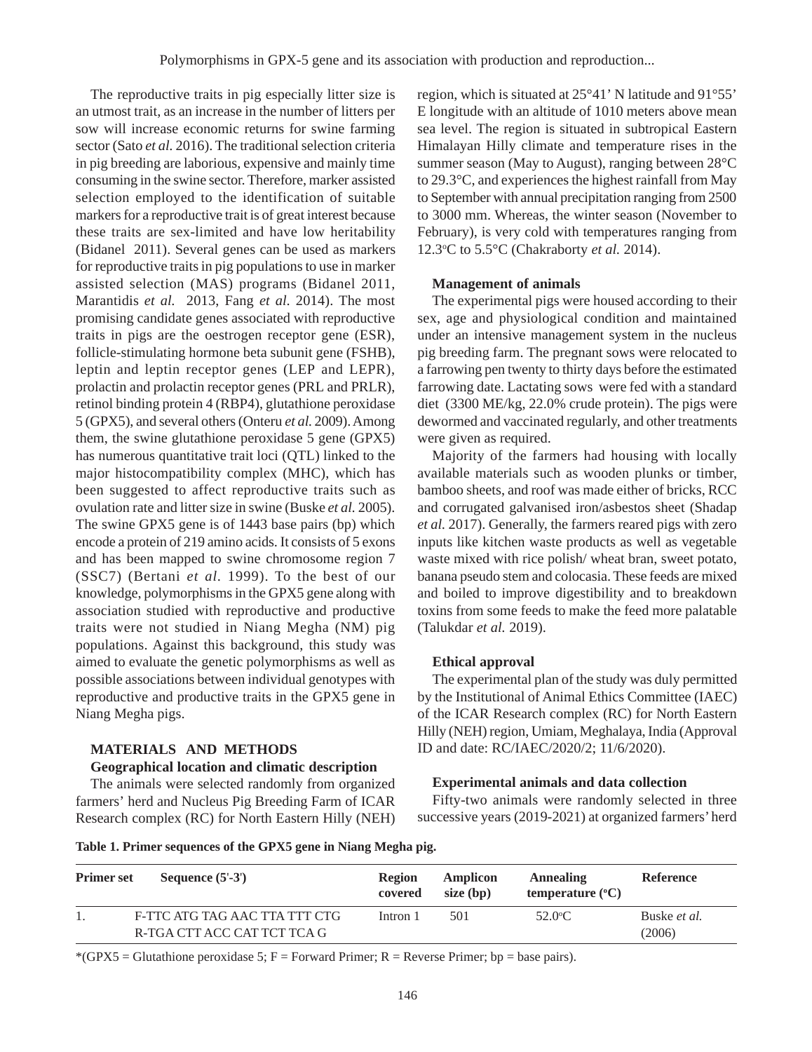The reproductive traits in pig especially litter size is an utmost trait, as an increase in the number of litters per sow will increase economic returns for swine farming sector (Sato *et al.* 2016). The traditional selection criteria in pig breeding are laborious, expensive and mainly time consuming in the swine sector. Therefore, marker assisted selection employed to the identification of suitable markers for a reproductive trait is of great interest because these traits are sex-limited and have low heritability (Bidanel 2011). Several genes can be used as markers for reproductive traits in pig populations to use in marker assisted selection (MAS) programs (Bidanel 2011, Marantidis *et al.* 2013, Fang *et al.* 2014). The most promising candidate genes associated with reproductive traits in pigs are the oestrogen receptor gene (ESR), follicle-stimulating hormone beta subunit gene (FSHB), leptin and leptin receptor genes (LEP and LEPR), prolactin and prolactin receptor genes (PRL and PRLR), retinol binding protein 4 (RBP4), glutathione peroxidase 5 (GPX5), and several others (Onteru *et al.* 2009). Among them, the swine glutathione peroxidase 5 gene (GPX5) has numerous quantitative trait loci (QTL) linked to the major histocompatibility complex (MHC), which has been suggested to affect reproductive traits such as ovulation rate and litter size in swine (Buske *et al.* 2005). The swine GPX5 gene is of 1443 base pairs (bp) which encode a protein of 219 amino acids. It consists of 5 exons and has been mapped to swine chromosome region 7 (SSC7) (Bertani *et al.* 1999). To the best of our knowledge, polymorphisms in the GPX5 gene along with association studied with reproductive and productive traits were not studied in Niang Megha (NM) pig populations. Against this background, this study was aimed to evaluate the genetic polymorphisms as well as possible associations between individual genotypes with reproductive and productive traits in the GPX5 gene in Niang Megha pigs.

## MATERIALS AND METHODS

### Geographical location and climatic description

The animals were selected randomly from organized farmers' herd and Nucleus Pig Breeding Farm of ICAR Research complex (RC) for North Eastern Hilly (NEH) region, which is situated at 25°41' N latitude and 91°55' E longitude with an altitude of 1010 meters above mean sea level. The region is situated in subtropical Eastern Himalayan Hilly climate and temperature rises in the summer season (May to August), ranging between 28°C to 29.3°C, and experiences the highest rainfall from May to September with annual precipitation ranging from 2500 to 3000 mm. Whereas, the winter season (November to February), is very cold with temperatures ranging from 12.3°C to 5.5°C (Chakraborty *et al.* 2014).

### Management of animals

The experimental pigs were housed according to their sex, age and physiological condition and maintained under an intensive management system in the nucleus pig breeding farm. The pregnant sows were relocated to a farrowing pen twenty to thirty days before the estimated farrowing date. Lactating sows were fed with a standard diet (3300 ME/kg, 22.0% crude protein). The pigs were dewormed and vaccinated regularly, and other treatments were given as required.

Majority of the farmers had housing with locally available materials such as wooden plunks or timber, bamboo sheets, and roof was made either of bricks, RCC and corrugated galvanised iron/asbestos sheet (Shadap *et al.* 2017). Generally, the farmers reared pigs with zero inputs like kitchen waste products as well as vegetable waste mixed with rice polish/ wheat bran, sweet potato, banana pseudo stem and colocasia. These feeds are mixed and boiled to improve digestibility and to breakdown toxins from some feeds to make the feed more palatable (Talukdar *et al.* 2019).

### Ethical approval

The experimental plan of the study was duly permitted by the Institutional of Animal Ethics Committee (IAEC) of the ICAR Research complex (RC) for North Eastern Hilly (NEH) region, Umiam, Meghalaya, India (Approval ID and date: RC/IAEC/2020/2; 11/6/2020).

### Experimental animals and data collection

Fifty-two animals were randomly selected in three successive years (2019-2021) at organized farmers' herd

**Table 1. Primer sequences of the GPX5 gene in Niang Megha pig.**

| Primer set | Sequence (5'-3') | Region covered | Amplicon size (bp) | Annealing temperature (°C) | Reference |
|---|---|---|---|---|---|
| 1. | F-TTC ATG TAG AAC TTA TTT CTG<br>R-TGA CTT ACC CAT TCT TCA G | Intron 1 | 501 | 52.0°C | Buske *et al.* (2006) |

*(GPX5 = Glutathione peroxidase 5; F = Forward Primer; R = Reverse Primer; bp = base pairs).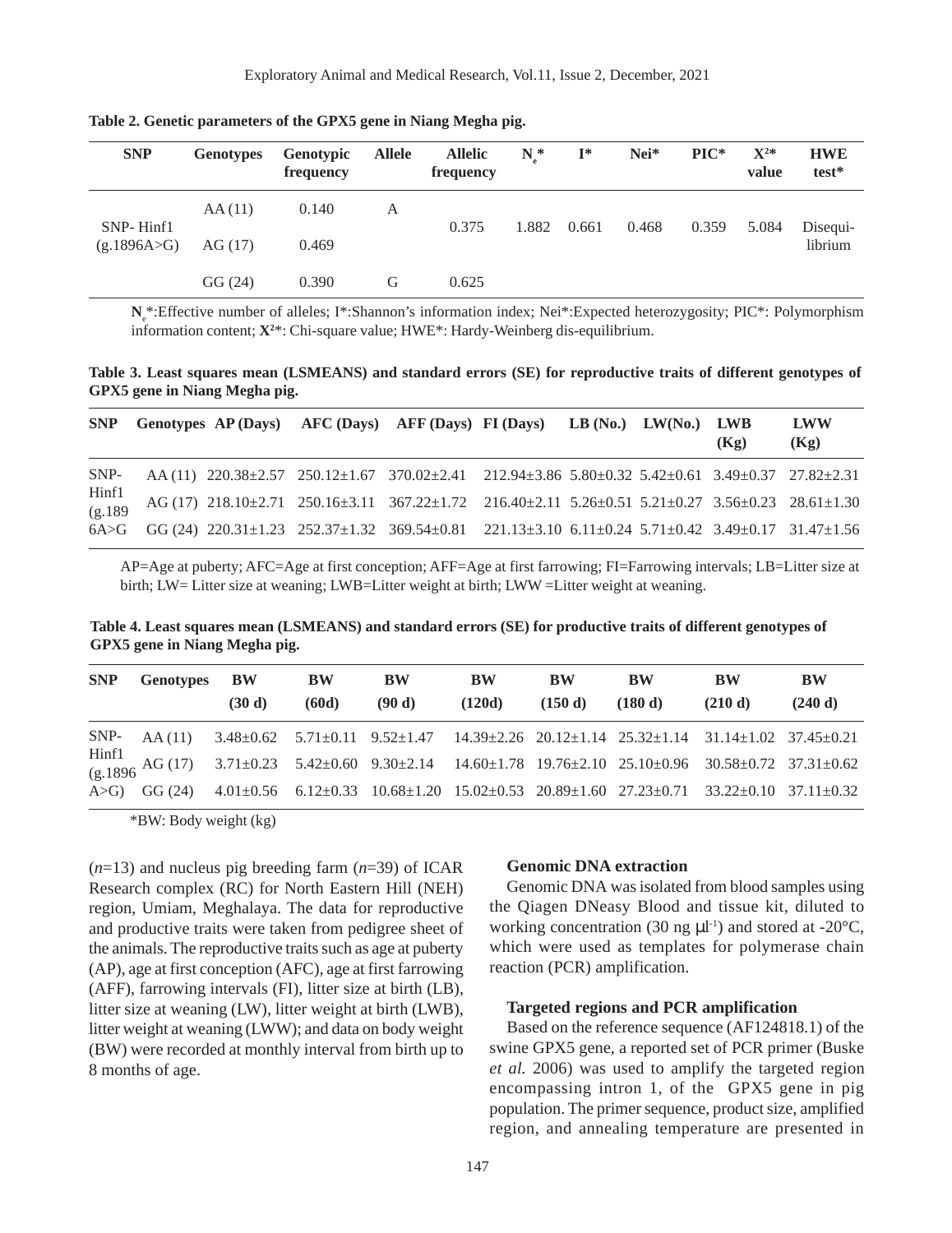**Table 2. Genetic parameters of the GPX5 gene in Niang Megha pig.**

| SNP | Genotypes | Genotypic frequency | Allele | Allelic frequency | $N_e$* | I* | Nei* | PIC* | $X^2$* value | HWE test* |
|---|---|---|---|---|---|---|---|---|---|---|
| SNP- Hinf1 (g.1896A>G) | AA (11) | 0.140 | A | 0.375 | 1.882 | 0.661 | 0.468 | 0.359 | 5.084 | Disequi-librium |
| | AG (17) | 0.469 | | | | | | | | |
| | GG (24) | 0.390 | G | 0.625 | | | | | | |

$N_e$*:Effective number of alleles; I*:Shannon's information index; Nei*:Expected heterozygosity; PIC*: Polymorphism information content; $X^2$*: Chi-square value; HWE*: Hardy-Weinberg dis-equilibrium.

**Table 3. Least squares mean (LSMEANS) and standard errors (SE) for reproductive traits of different genotypes of GPX5 gene in Niang Megha pig.**

| SNP | Genotypes | AP (Days) | AFC (Days) | AFF (Days) | FI (Days) | LB (No.) | LW(No.) | LWB (Kg) | LWW (Kg) |
|---|---|---|---|---|---|---|---|---|---|
| SNP-Hinf1 (g.1896A>G) | AA (11) | 220.38±2.57 | 250.12±1.67 | 370.02±2.41 | 212.94±3.86 | 5.80±0.32 | 5.42±0.61 | 3.49±0.37 | 27.82±2.31 |
| | AG (17) | 218.10±2.71 | 250.16±3.11 | 367.22±1.72 | 216.40±2.11 | 5.26±0.51 | 5.21±0.27 | 3.56±0.23 | 28.61±1.30 |
| | GG (24) | 220.31±1.23 | 252.37±1.32 | 369.54±0.81 | 221.13±3.10 | 6.11±0.24 | 5.71±0.42 | 3.49±0.17 | 31.47±1.56 |

AP=Age at puberty; AFC=Age at first conception; AFF=Age at first farrowing; FI=Farrowing intervals; LB=Litter size at birth; LW= Litter size at weaning; LWB=Litter weight at birth; LWW =Litter weight at weaning.

**Table 4. Least squares mean (LSMEANS) and standard errors (SE) for productive traits of different genotypes of GPX5 gene in Niang Megha pig.**

| SNP | Genotypes | BW (30 d) | BW (60d) | BW (90 d) | BW (120d) | BW (150 d) | BW (180 d) | BW (210 d) | BW (240 d) |
|---|---|---|---|---|---|---|---|---|---|
| SNP-Hinf1 (g.1896A>G) | AA (11) | 3.48±0.62 | 5.71±0.11 | 9.52±1.47 | 14.39±2.26 | 20.12±1.14 | 25.32±1.14 | 31.14±1.02 | 37.45±0.21 |
| | AG (17) | 3.71±0.23 | 5.42±0.60 | 9.30±2.14 | 14.60±1.78 | 19.76±2.10 | 25.10±0.96 | 30.58±0.72 | 37.31±0.62 |
| | GG (24) | 4.01±0.56 | 6.12±0.33 | 10.68±1.20 | 15.02±0.53 | 20.89±1.60 | 27.23±0.71 | 33.22±0.10 | 37.11±0.32 |

*BW: Body weight (kg)

($n$=13) and nucleus pig breeding farm ($n$=39) of ICAR Research complex (RC) for North Eastern Hill (NEH) region, Umiam, Meghalaya. The data for reproductive and productive traits were taken from pedigree sheet of the animals. The reproductive traits such as age at puberty (AP), age at first conception (AFC), age at first farrowing (AFF), farrowing intervals (FI), litter size at birth (LB), litter size at weaning (LW), litter weight at birth (LWB), litter weight at weaning (LWW); and data on body weight (BW) were recorded at monthly interval from birth up to 8 months of age.

**Genomic DNA extraction**

Genomic DNA was isolated from blood samples using the Qiagen DNeasy Blood and tissue kit, diluted to working concentration (30 ng $\mu l^{-1}$) and stored at -20°C, which were used as templates for polymerase chain reaction (PCR) amplification.

**Targeted regions and PCR amplification**

Based on the reference sequence (AF124818.1) of the swine GPX5 gene, a reported set of PCR primer (Buske *et al.* 2006) was used to amplify the targeted region encompassing intron 1, of the GPX5 gene in pig population. The primer sequence, product size, amplified region, and annealing temperature are presented in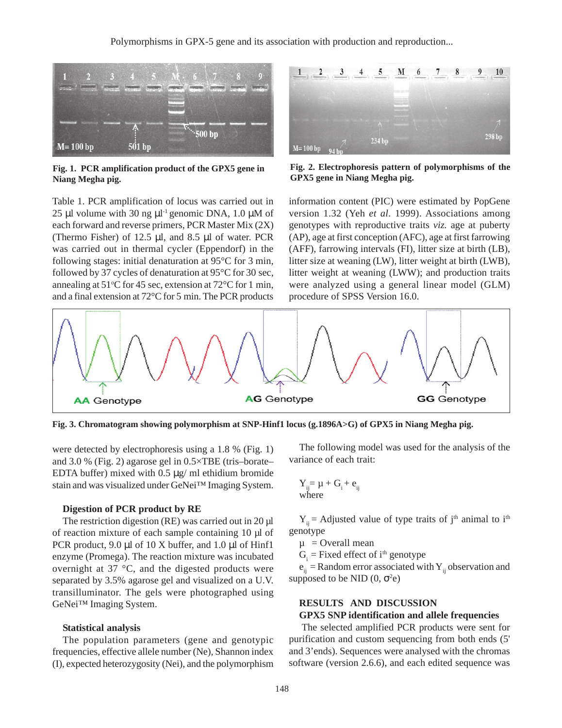Fig. 1. **PCR amplification product of the GPX5 gene in Niang Megha pig.**

Fig. 2. **Electrophoresis pattern of polymorphisms of the GPX5 gene in Niang Megha pig.**

Table 1. PCR amplification of locus was carried out in 25 μl volume with 30 ng μl$^{-1}$ genomic DNA, 1.0 μM of each forward and reverse primers, PCR Master Mix (2X) (Thermo Fisher) of 12.5 μl, and 8.5 μl of water. PCR was carried out in thermal cycler (Eppendorf) in the following stages: initial denaturation at 95°C for 3 min, followed by 37 cycles of denaturation at 95°C for 30 sec, annealing at 51°C for 45 sec, extension at 72°C for 1 min, and a final extension at 72°C for 5 min. The PCR products were detected by electrophoresis using a 1.8 % (Fig. 1) and 3.0 % (Fig. 2) agarose gel in 0.5×TBE (tris–borate–EDTA buffer) mixed with 0.5 μg/ ml ethidium bromide stain and was visualized under GeNei™ Imaging System.

information content (PIC) were estimated by PopGene version 1.32 (Yeh *et al.* 1999). Associations among genotypes with reproductive traits *viz.* age at puberty (AP), age at first conception (AFC), age at first farrowing (AFF), farrowing intervals (FI), litter size at birth (LB), litter size at weaning (LW), litter weight at birth (LWB), litter weight at weaning (LWW); and production traits were analyzed using a general linear model (GLM) procedure of SPSS Version 16.0.

**Fig. 3. Chromatogram showing polymorphism at SNP-Hinf1 locus (g.1896A>G) of GPX5 in Niang Megha pig.**

### Digestion of PCR product by RE

The restriction digestion (RE) was carried out in 20 μl of reaction mixture of each sample containing 10 μl of PCR product, 9.0 μl of 10 X buffer, and 1.0 μl of Hinf1 enzyme (Promega). The reaction mixture was incubated overnight at 37 °C, and the digested products were separated by 3.5% agarose gel and visualized on a U.V. transilluminator. The gels were photographed using GeNei™ Imaging System.

### Statistical analysis

The population parameters (gene and genotypic frequencies, effective allele number (Ne), Shannon index (I), expected heterozygosity (Nei), and the polymorphism

The following model was used for the analysis of the variance of each trait:

$$Y_{ij} = \mu + G_i + e_{ij}$$

where

$Y_{ij}$ = Adjusted value of type traits of j$^{th}$ animal to i$^{th}$ genotype

$\mu$ = Overall mean

$G_i$ = Fixed effect of i$^{th}$ genotype

$e_{ij}$ = Random error associated with $Y_{ij}$ observation and supposed to be NID (0, $\sigma^2$e)

## RESULTS AND DISCUSSION

### GPX5 SNP identification and allele frequencies

The selected amplified PCR products were sent for purification and custom sequencing from both ends (5' and 3'ends). Sequences were analysed with the chromas software (version 2.6.6), and each edited sequence was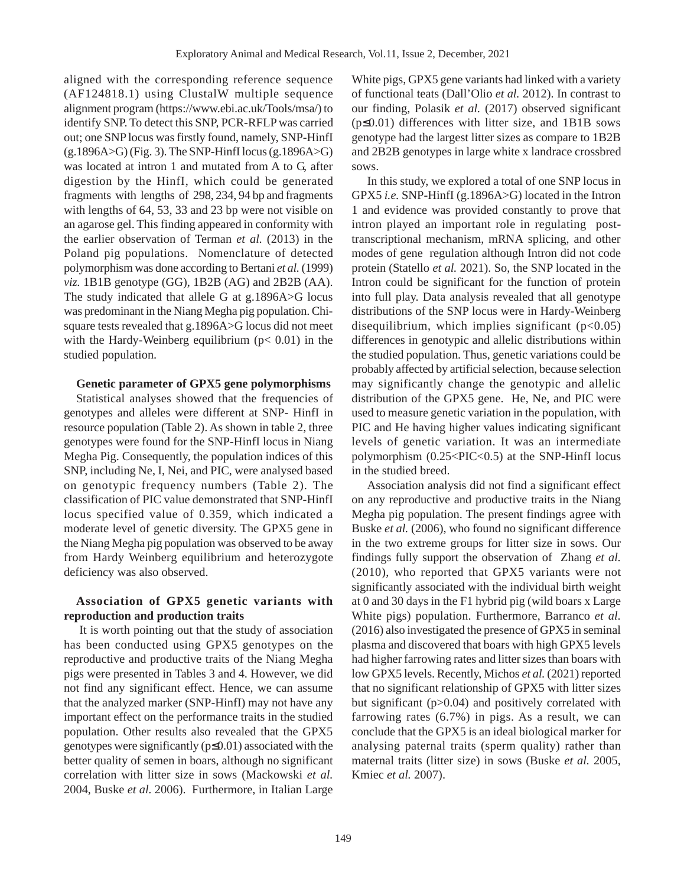aligned with the corresponding reference sequence (AF124818.1) using ClustalW multiple sequence alignment program (https://www.ebi.ac.uk/Tools/msa/) to identify SNP. To detect this SNP, PCR-RFLP was carried out; one SNP locus was firstly found, namely, SNP-HinfI (g.1896A>G) (Fig. 3). The SNP-HinfI locus (g.1896A>G) was located at intron 1 and mutated from A to G, after digestion by the HinfI, which could be generated fragments with lengths of 298, 234, 94 bp and fragments with lengths of 64, 53, 33 and 23 bp were not visible on an agarose gel. This finding appeared in conformity with the earlier observation of Terman *et al.* (2013) in the Poland pig populations. Nomenclature of detected polymorphism was done according to Bertani *et al.* (1999) *viz.* 1B1B genotype (GG), 1B2B (AG) and 2B2B (AA). The study indicated that allele G at g.1896A>G locus was predominant in the Niang Megha pig population. Chi-square tests revealed that g.1896A>G locus did not meet with the Hardy-Weinberg equilibrium ($p < 0.01$) in the studied population.

**Genetic parameter of GPX5 gene polymorphisms**

Statistical analyses showed that the frequencies of genotypes and alleles were different at SNP- HinfI in resource population (Table 2). As shown in table 2, three genotypes were found for the SNP-HinfI locus in Niang Megha Pig. Consequently, the population indices of this SNP, including Ne, I, Nei, and PIC, were analysed based on genotypic frequency numbers (Table 2). The classification of PIC value demonstrated that SNP-HinfI locus specified value of 0.359, which indicated a moderate level of genetic diversity. The GPX5 gene in the Niang Megha pig population was observed to be away from Hardy Weinberg equilibrium and heterozygote deficiency was also observed.

**Association of GPX5 genetic variants with reproduction and production traits**

It is worth pointing out that the study of association has been conducted using GPX5 genotypes on the reproductive and productive traits of the Niang Megha pigs were presented in Tables 3 and 4. However, we did not find any significant effect. Hence, we can assume that the analyzed marker (SNP-HinfI) may not have any important effect on the performance traits in the studied population. Other results also revealed that the GPX5 genotypes were significantly ($p \leq 0.01$) associated with the better quality of semen in boars, although no significant correlation with litter size in sows (Mackowski *et al.* 2004, Buske *et al.* 2006). Furthermore, in Italian Large White pigs, GPX5 gene variants had linked with a variety of functional teats (Dall'Olio *et al.* 2012). In contrast to our finding, Polasik *et al.* (2017) observed significant ($p \leq 0.01$) differences with litter size, and 1B1B sows genotype had the largest litter sizes as compare to 1B2B and 2B2B genotypes in large white x landrace crossbred sows.

In this study, we explored a total of one SNP locus in GPX5 *i.e.* SNP-HinfI (g.1896A>G) located in the Intron 1 and evidence was provided constantly to prove that intron played an important role in regulating post-transcriptional mechanism, mRNA splicing, and other modes of gene regulation although Intron did not code protein (Statello *et al.* 2021). So, the SNP located in the Intron could be significant for the function of protein into full play. Data analysis revealed that all genotype distributions of the SNP locus were in Hardy-Weinberg disequilibrium, which implies significant ($p<0.05$) differences in genotypic and allelic distributions within the studied population. Thus, genetic variations could be probably affected by artificial selection, because selection may significantly change the genotypic and allelic distribution of the GPX5 gene. He, Ne, and PIC were used to measure genetic variation in the population, with PIC and He having higher values indicating significant levels of genetic variation. It was an intermediate polymorphism ($0.25<PIC<0.5$) at the SNP-HinfI locus in the studied breed.

Association analysis did not find a significant effect on any reproductive and productive traits in the Niang Megha pig population. The present findings agree with Buske *et al.* (2006), who found no significant difference in the two extreme groups for litter size in sows. Our findings fully support the observation of Zhang *et al.* (2010), who reported that GPX5 variants were not significantly associated with the individual birth weight at 0 and 30 days in the F1 hybrid pig (wild boars x Large White pigs) population. Furthermore, Barranco *et al.* (2016) also investigated the presence of GPX5 in seminal plasma and discovered that boars with high GPX5 levels had higher farrowing rates and litter sizes than boars with low GPX5 levels. Recently, Michos *et al.* (2021) reported that no significant relationship of GPX5 with litter sizes but significant ($p>0.04$) and positively correlated with farrowing rates (6.7%) in pigs. As a result, we can conclude that the GPX5 is an ideal biological marker for analysing paternal traits (sperm quality) rather than maternal traits (litter size) in sows (Buske *et al.* 2005, Kmiec *et al.* 2007).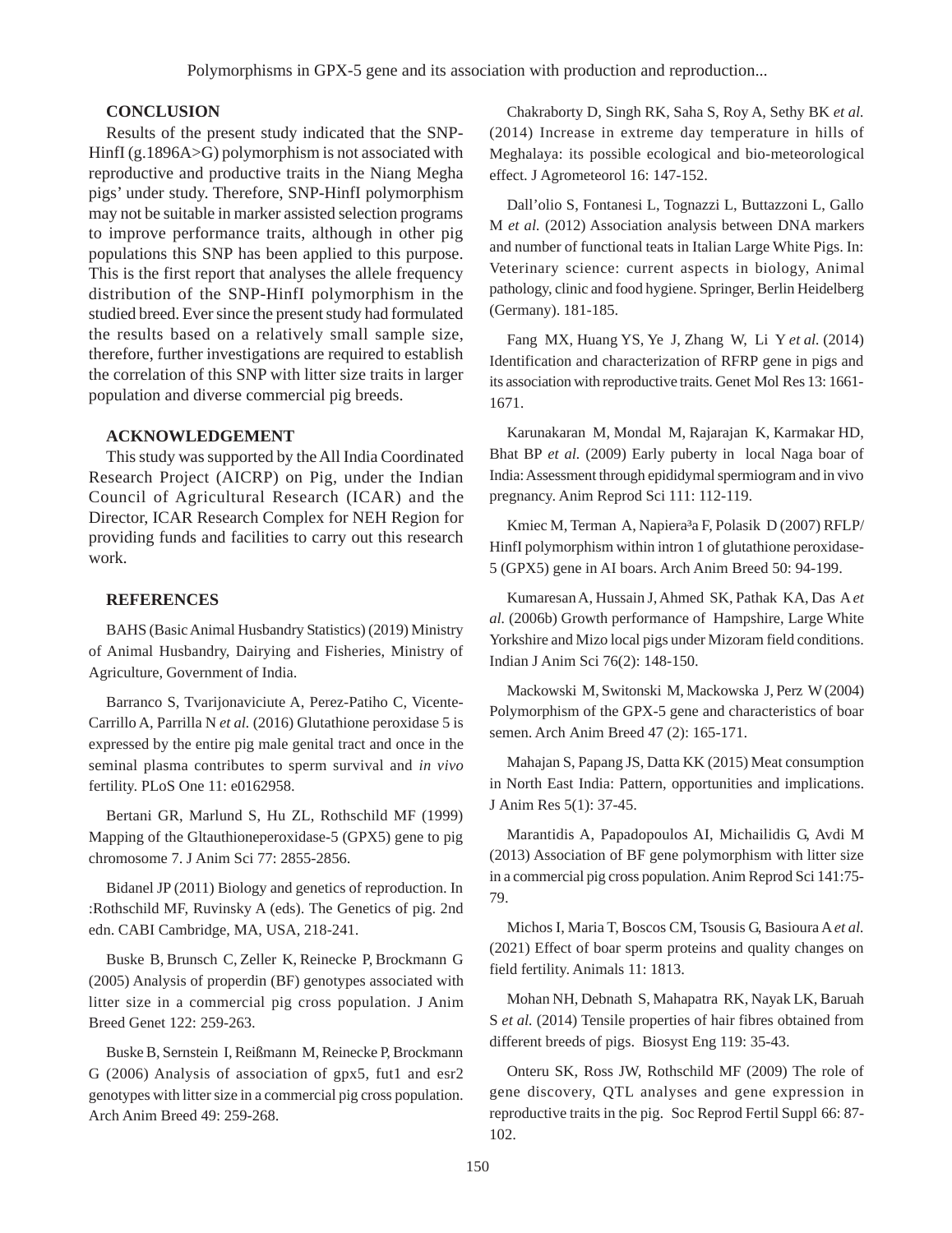## CONCLUSION

Results of the present study indicated that the SNP-HinfI (g.1896A>G) polymorphism is not associated with reproductive and productive traits in the Niang Megha pigs' under study. Therefore, SNP-HinfI polymorphism may not be suitable in marker assisted selection programs to improve performance traits, although in other pig populations this SNP has been applied to this purpose. This is the first report that analyses the allele frequency distribution of the SNP-HinfI polymorphism in the studied breed. Ever since the present study had formulated the results based on a relatively small sample size, therefore, further investigations are required to establish the correlation of this SNP with litter size traits in larger population and diverse commercial pig breeds.

## ACKNOWLEDGEMENT

This study was supported by the All India Coordinated Research Project (AICRP) on Pig, under the Indian Council of Agricultural Research (ICAR) and the Director, ICAR Research Complex for NEH Region for providing funds and facilities to carry out this research work.

## REFERENCES

BAHS (Basic Animal Husbandry Statistics) (2019) Ministry of Animal Husbandry, Dairying and Fisheries, Ministry of Agriculture, Government of India.

Barranco S, Tvarijonaviciute A, Perez-Patiho C, Vicente-Carrillo A, Parrilla N *et al.* (2016) Glutathione peroxidase 5 is expressed by the entire pig male genital tract and once in the seminal plasma contributes to sperm survival and *in vivo* fertility. PLoS One 11: e0162958.

Bertani GR, Marlund S, Hu ZL, Rothschild MF (1999) Mapping of the Gltauthioneperoxidase-5 (GPX5) gene to pig chromosome 7. J Anim Sci 77: 2855-2856.

Bidanel JP (2011) Biology and genetics of reproduction. In :Rothschild MF, Ruvinsky A (eds). The Genetics of pig. 2nd edn. CABI Cambridge, MA, USA, 218-241.

Buske B, Brunsch C, Zeller K, Reinecke P, Brockmann G (2005) Analysis of properdin (BF) genotypes associated with litter size in a commercial pig cross population. J Anim Breed Genet 122: 259-263.

Buske B, Sernstein I, Reißmann M, Reinecke P, Brockmann G (2006) Analysis of association of gpx5, fut1 and esr2 genotypes with litter size in a commercial pig cross population. Arch Anim Breed 49: 259-268.

Chakraborty D, Singh RK, Saha S, Roy A, Sethy BK *et al.* (2014) Increase in extreme day temperature in hills of Meghalaya: its possible ecological and bio-meteorological effect. J Agrometeorol 16: 147-152.

Dall'olio S, Fontanesi L, Tognazzi L, Buttazzoni L, Gallo M *et al.* (2012) Association analysis between DNA markers and number of functional teats in Italian Large White Pigs. In: Veterinary science: current aspects in biology, Animal pathology, clinic and food hygiene. Springer, Berlin Heidelberg (Germany). 181-185.

Fang MX, Huang YS, Ye J, Zhang W, Li Y *et al.* (2014) Identification and characterization of RFRP gene in pigs and its association with reproductive traits. Genet Mol Res 13: 1661-1671.

Karunakaran M, Mondal M, Rajarajan K, Karmakar HD, Bhat BP *et al.* (2009) Early puberty in local Naga boar of India: Assessment through epididymal spermiogram and in vivo pregnancy. Anim Reprod Sci 111: 112-119.

Kmiec M, Terman A, Napiera³a F, Polasik D (2007) RFLP/HinfI polymorphism within intron 1 of glutathione peroxidase-5 (GPX5) gene in AI boars. Arch Anim Breed 50: 94-199.

Kumaresan A, Hussain J, Ahmed SK, Pathak KA, Das A *et al.* (2006b) Growth performance of Hampshire, Large White Yorkshire and Mizo local pigs under Mizoram field conditions. Indian J Anim Sci 76(2): 148-150.

Mackowski M, Switonski M, Mackowska J, Perz W (2004) Polymorphism of the GPX-5 gene and characteristics of boar semen. Arch Anim Breed 47 (2): 165-171.

Mahajan S, Papang JS, Datta KK (2015) Meat consumption in North East India: Pattern, opportunities and implications. J Anim Res 5(1): 37-45.

Marantidis A, Papadopoulos AI, Michailidis G, Avdi M (2013) Association of BF gene polymorphism with litter size in a commercial pig cross population. Anim Reprod Sci 141:75-79.

Michos I, Maria T, Boscos CM, Tsousis G, Basioura A *et al.* (2021) Effect of boar sperm proteins and quality changes on field fertility. Animals 11: 1813.

Mohan NH, Debnath S, Mahapatra RK, Nayak LK, Baruah S *et al.* (2014) Tensile properties of hair fibres obtained from different breeds of pigs. Biosyst Eng 119: 35-43.

Onteru SK, Ross JW, Rothschild MF (2009) The role of gene discovery, QTL analyses and gene expression in reproductive traits in the pig. Soc Reprod Fertil Suppl 66: 87-102.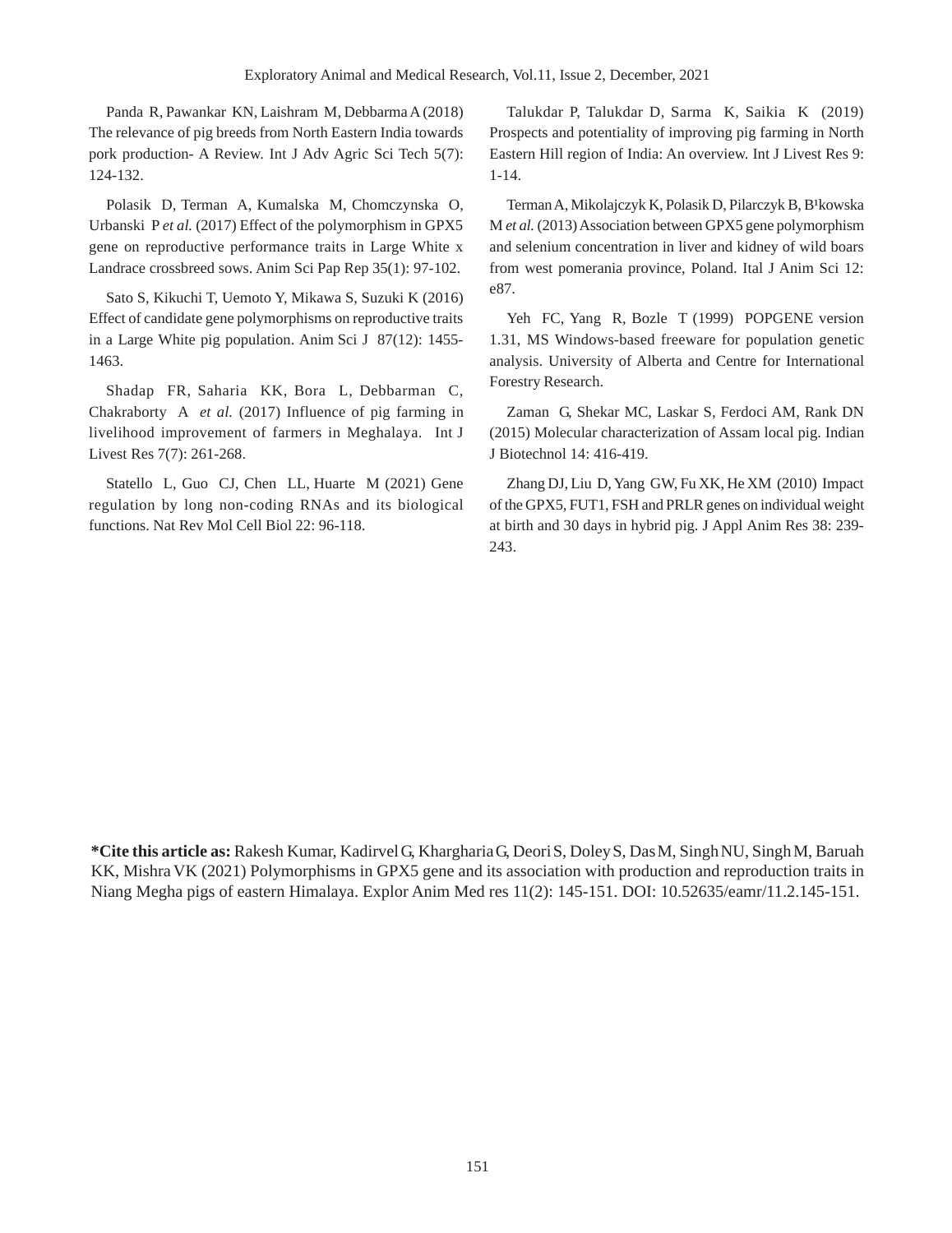Panda R, Pawankar KN, Laishram M, Debbarma A (2018) The relevance of pig breeds from North Eastern India towards pork production- A Review. Int J Adv Agric Sci Tech 5(7): 124-132.

Polasik D, Terman A, Kumalska M, Chomczynska O, Urbanski P *et al.* (2017) Effect of the polymorphism in GPX5 gene on reproductive performance traits in Large White x Landrace crossbreed sows. Anim Sci Pap Rep 35(1): 97-102.

Sato S, Kikuchi T, Uemoto Y, Mikawa S, Suzuki K (2016) Effect of candidate gene polymorphisms on reproductive traits in a Large White pig population. Anim Sci J 87(12): 1455-1463.

Shadap FR, Saharia KK, Bora L, Debbarman C, Chakraborty A *et al.* (2017) Influence of pig farming in livelihood improvement of farmers in Meghalaya. Int J Livest Res 7(7): 261-268.

Statello L, Guo CJ, Chen LL, Huarte M (2021) Gene regulation by long non-coding RNAs and its biological functions. Nat Rev Mol Cell Biol 22: 96-118.

Talukdar P, Talukdar D, Sarma K, Saikia K (2019) Prospects and potentiality of improving pig farming in North Eastern Hill region of India: An overview. Int J Livest Res 9: 1-14.

Terman A, Mikolajczyk K, Polasik D, Pilarczyk B, B¹kowska M *et al.* (2013) Association between GPX5 gene polymorphism and selenium concentration in liver and kidney of wild boars from west pomerania province, Poland. Ital J Anim Sci 12: e87.

Yeh FC, Yang R, Bozle T (1999) POPGENE version 1.31, MS Windows-based freeware for population genetic analysis. University of Alberta and Centre for International Forestry Research.

Zaman G, Shekar MC, Laskar S, Ferdoci AM, Rank DN (2015) Molecular characterization of Assam local pig. Indian J Biotechnol 14: 416-419.

Zhang DJ, Liu D, Yang GW, Fu XK, He XM (2010) Impact of the GPX5, FUT1, FSH and PRLR genes on individual weight at birth and 30 days in hybrid pig. J Appl Anim Res 38: 239-243.

**\*Cite this article as:** Rakesh Kumar, Kadirvel G, Khargharia G, Deori S, Doley S, Das M, Singh NU, Singh M, Baruah KK, Mishra VK (2021) Polymorphisms in GPX5 gene and its association with production and reproduction traits in Niang Megha pigs of eastern Himalaya. Explor Anim Med res 11(2): 145-151. DOI: 10.52635/eamr/11.2.145-151.